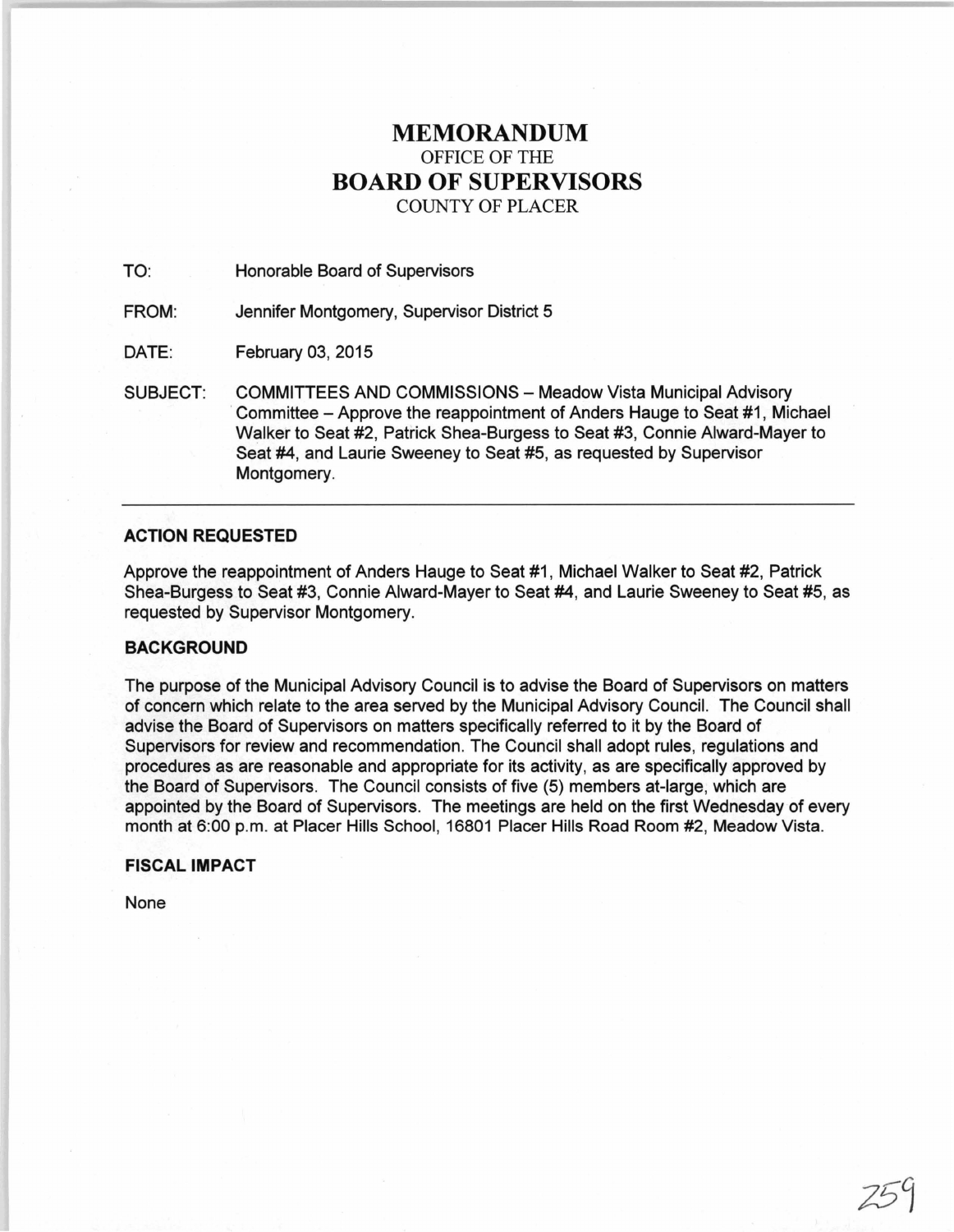# MEMORANDUM
OFFICE OF THE
# BOARD OF SUPERVISORS
COUNTY OF PLACER

TO: Honorable Board of Supervisors

FROM: Jennifer Montgomery, Supervisor District 5

DATE: February 03, 2015

SUBJECT: COMMITTEES AND COMMISSIONS – Meadow Vista Municipal Advisory Committee – Approve the reappointment of Anders Hauge to Seat #1, Michael Walker to Seat #2, Patrick Shea-Burgess to Seat #3, Connie Alward-Mayer to Seat #4, and Laurie Sweeney to Seat #5, as requested by Supervisor Montgomery.

---

**ACTION REQUESTED**

Approve the reappointment of Anders Hauge to Seat #1, Michael Walker to Seat #2, Patrick Shea-Burgess to Seat #3, Connie Alward-Mayer to Seat #4, and Laurie Sweeney to Seat #5, as requested by Supervisor Montgomery.

**BACKGROUND**

The purpose of the Municipal Advisory Council is to advise the Board of Supervisors on matters of concern which relate to the area served by the Municipal Advisory Council. The Council shall advise the Board of Supervisors on matters specifically referred to it by the Board of Supervisors for review and recommendation. The Council shall adopt rules, regulations and procedures as are reasonable and appropriate for its activity, as are specifically approved by the Board of Supervisors. The Council consists of five (5) members at-large, which are appointed by the Board of Supervisors. The meetings are held on the first Wednesday of every month at 6:00 p.m. at Placer Hills School, 16801 Placer Hills Road Room #2, Meadow Vista.

**FISCAL IMPACT**

None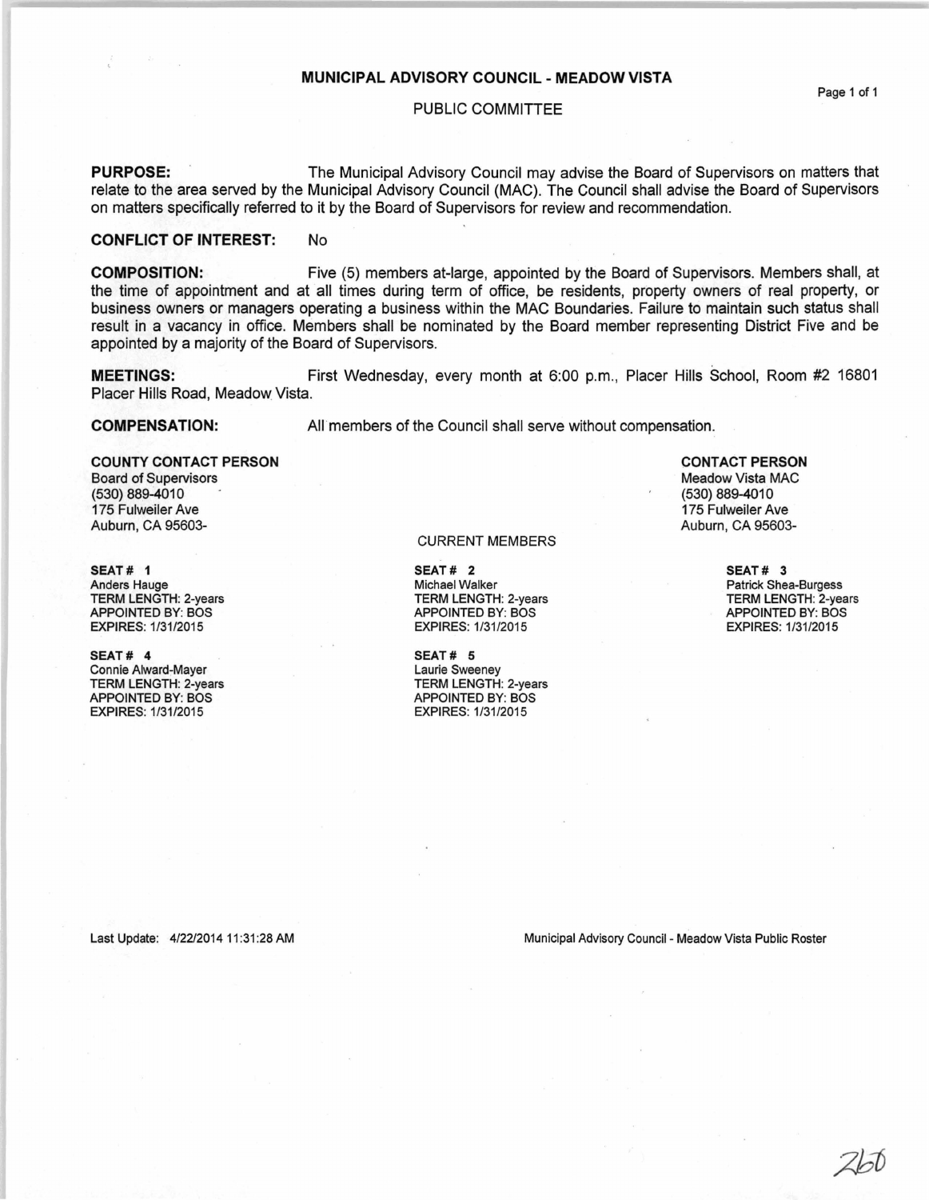# MUNICIPAL ADVISORY COUNCIL - MEADOW VISTA

## PUBLIC COMMITTEE

**PURPOSE:** The Municipal Advisory Council may advise the Board of Supervisors on matters that relate to the area served by the Municipal Advisory Council (MAC). The Council shall advise the Board of Supervisors on matters specifically referred to it by the Board of Supervisors for review and recommendation.

**CONFLICT OF INTEREST:** No

**COMPOSITION:** Five (5) members at-large, appointed by the Board of Supervisors. Members shall, at the time of appointment and at all times during term of office, be residents, property owners of real property, or business owners or managers operating a business within the MAC Boundaries. Failure to maintain such status shall result in a vacancy in office. Members shall be nominated by the Board member representing District Five and be appointed by a majority of the Board of Supervisors.

**MEETINGS:** First Wednesday, every month at 6:00 p.m., Placer Hills School, Room #2 16801 Placer Hills Road, Meadow Vista.

**COMPENSATION:** All members of the Council shall serve without compensation.

**COUNTY CONTACT PERSON**
Board of Supervisors
(530) 889-4010
175 Fulweiler Ave
Auburn, CA 95603-

**CONTACT PERSON**
Meadow Vista MAC
(530) 889-4010
175 Fulweiler Ave
Auburn, CA 95603-

CURRENT MEMBERS

**SEAT # 1**
Anders Hauge
TERM LENGTH: 2-years
APPOINTED BY: BOS
EXPIRES: 1/31/2015

**SEAT # 2**
Michael Walker
TERM LENGTH: 2-years
APPOINTED BY: BOS
EXPIRES: 1/31/2015

**SEAT # 3**
Patrick Shea-Burgess
TERM LENGTH: 2-years
APPOINTED BY: BOS
EXPIRES: 1/31/2015

**SEAT # 4**
Connie Alward-Mayer
TERM LENGTH: 2-years
APPOINTED BY: BOS
EXPIRES: 1/31/2015

**SEAT # 5**
Laurie Sweeney
TERM LENGTH: 2-years
APPOINTED BY: BOS
EXPIRES: 1/31/2015

Last Update: 4/22/2014 11:31:28 AM

Municipal Advisory Council - Meadow Vista Public Roster